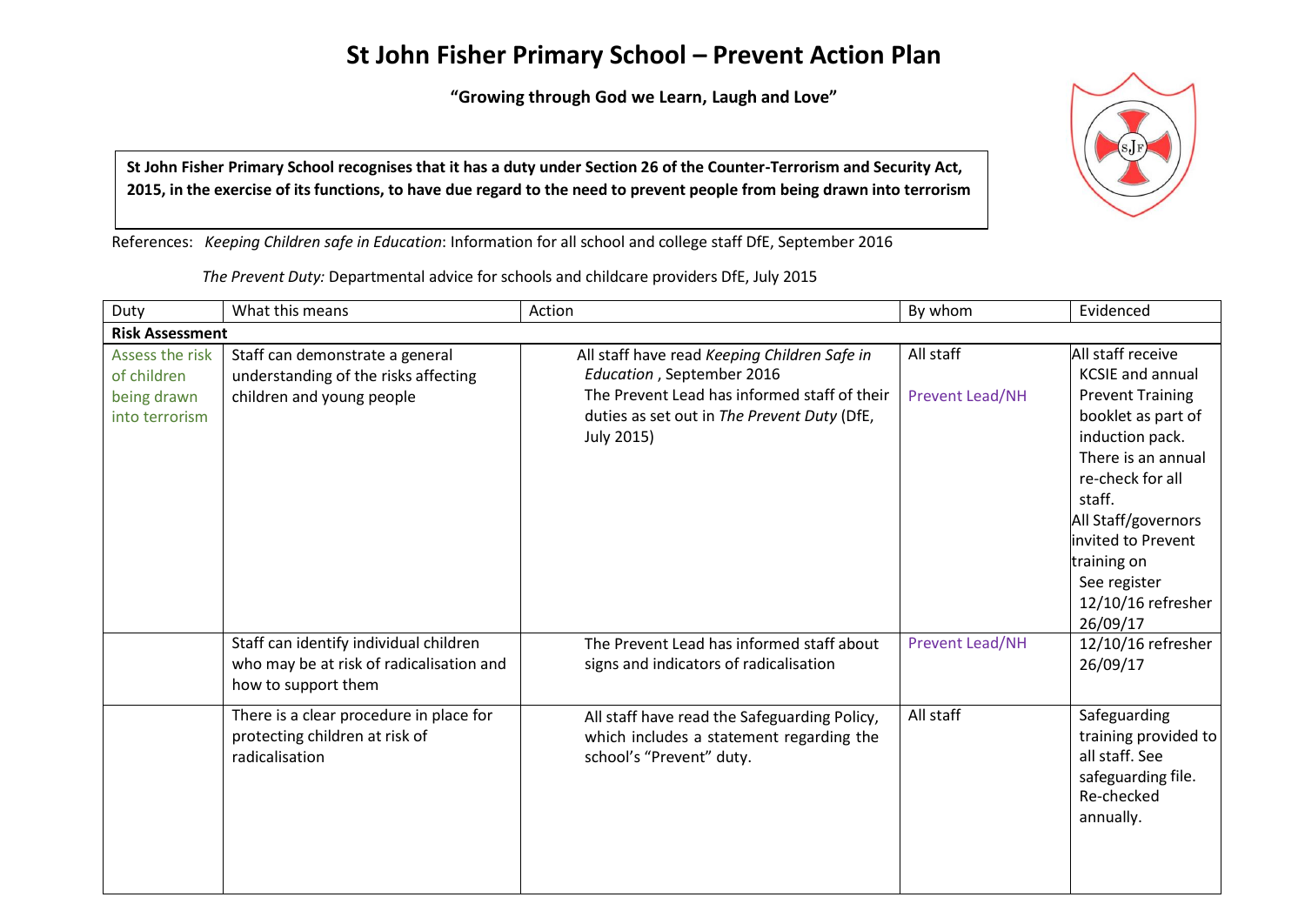# St John Fisher Primary School – Prevent Action Plan

**"Growing through God we Learn, Laugh and Love"**

**St John Fisher Primary School recognises that it has a duty under Section 26 of the Counter-Terrorism and Security Act, 2015, in the exercise of its functions, to have due regard to the need to prevent people from being drawn into terrorism**

References: *Keeping Children safe in Education*: Information for all school and college staff DfE, September 2016

*The Prevent Duty:* Departmental advice for schools and childcare providers DfE, July 2015

| Duty | What this means | Action | By whom | Evidenced |
|---|---|---|---|---|
| **Risk Assessment** | | | | |
| Assess the risk of children being drawn into terrorism | Staff can demonstrate a general understanding of the risks affecting children and young people | All staff have read *Keeping Children Safe in Education* , September 2016<br>The Prevent Lead has informed staff of their duties as set out in *The Prevent Duty* (DfE, July 2015) | All staff<br>Prevent Lead/NH | All staff receive KCSIE and annual Prevent Training booklet as part of induction pack. There is an annual re-check for all staff.<br>All Staff/governors invited to Prevent training on See register 12/10/16 refresher 26/09/17 |
| | Staff can identify individual children who may be at risk of radicalisation and how to support them | The Prevent Lead has informed staff about signs and indicators of radicalisation | Prevent Lead/NH | 12/10/16 refresher 26/09/17 |
| | There is a clear procedure in place for protecting children at risk of radicalisation | All staff have read the Safeguarding Policy, which includes a statement regarding the school's "Prevent" duty. | All staff | Safeguarding training provided to all staff. See safeguarding file. Re-checked annually. |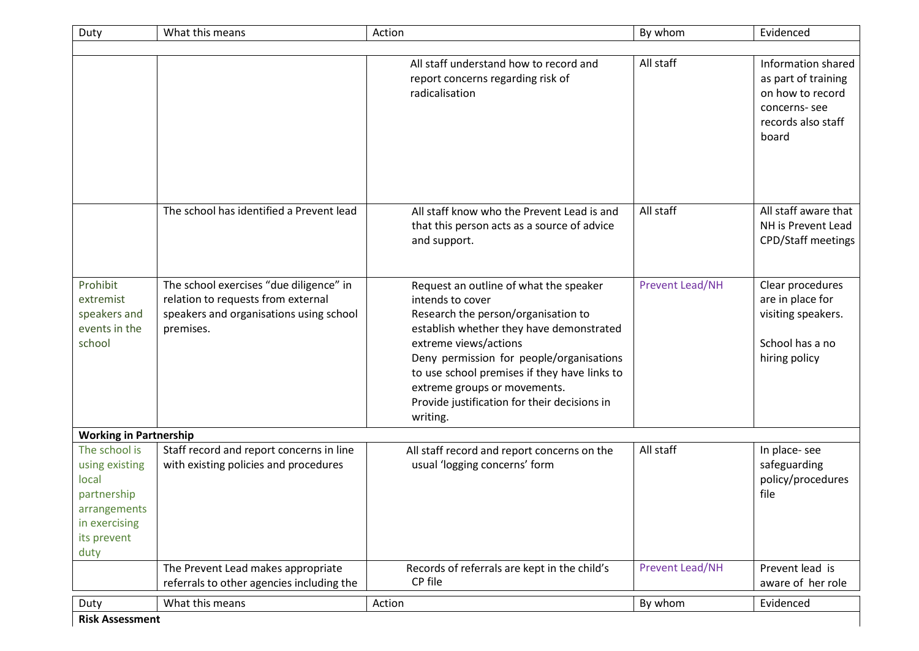| Duty | What this means | Action | By whom | Evidenced |
|---|---|---|---|---|
| | | | | |
| | | All staff understand how to record and report concerns regarding risk of radicalisation | All staff | Information shared as part of training on how to record concerns- see records also staff board |
| | The school has identified a Prevent lead | All staff know who the Prevent Lead is and that this person acts as a source of advice and support. | All staff | All staff aware that NH is Prevent Lead CPD/Staff meetings |
| Prohibit extremist speakers and events in the school | The school exercises "due diligence" in relation to requests from external speakers and organisations using school premises. | Request an outline of what the speaker intends to cover<br>Research the person/organisation to establish whether they have demonstrated extreme views/actions<br>Deny permission for people/organisations to use school premises if they have links to extreme groups or movements.<br>Provide justification for their decisions in writing. | Prevent Lead/NH | Clear procedures are in place for visiting speakers.<br><br>School has a no hiring policy |
| **Working in Partnership** | | | | |
| The school is using existing local partnership arrangements in exercising its prevent duty | Staff record and report concerns in line with existing policies and procedures | All staff record and report concerns on the usual 'logging concerns' form | All staff | In place- see safeguarding policy/procedures file |
| | The Prevent Lead makes appropriate referrals to other agencies including the | Records of referrals are kept in the child's CP file | Prevent Lead/NH | Prevent lead is aware of her role |

| Duty | What this means | Action | By whom | Evidenced |
|---|---|---|---|---|
| **Risk Assessment** | | | | |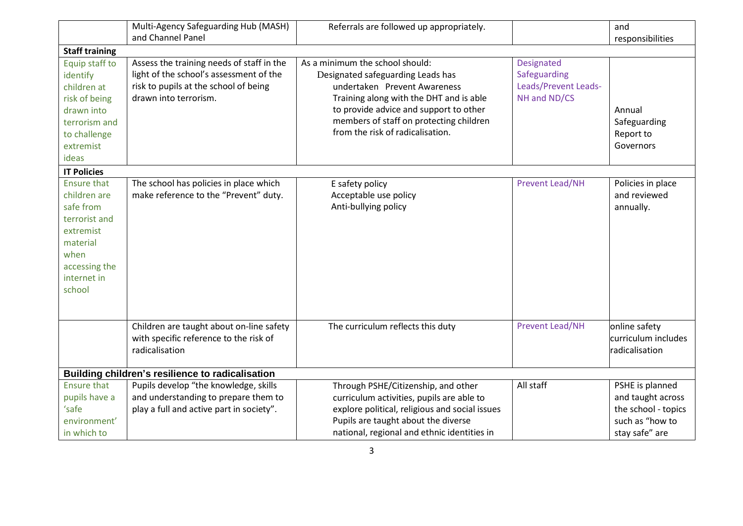| | | | | |
|---|---|---|---|---|
| | Multi-Agency Safeguarding Hub (MASH) and Channel Panel | Referrals are followed up appropriately. | | and responsibilities |
| **Staff training** | | | | |
| Equip staff to identify children at risk of being drawn into terrorism and to challenge extremist ideas | Assess the training needs of staff in the light of the school's assessment of the risk to pupils at the school of being drawn into terrorism. | As a minimum the school should: Designated safeguarding Leads has undertaken Prevent Awareness Training along with the DHT and is able to provide advice and support to other members of staff on protecting children from the risk of radicalisation. | Designated Safeguarding Leads/Prevent Leads- NH and ND/CS | Annual Safeguarding Report to Governors |
| **IT Policies** | | | | |
| Ensure that children are safe from terrorist and extremist material when accessing the internet in school | The school has policies in place which make reference to the "Prevent" duty. | E safety policy<br>Acceptable use policy<br>Anti-bullying policy | Prevent Lead/NH | Policies in place and reviewed annually. |
| | Children are taught about on-line safety with specific reference to the risk of radicalisation | The curriculum reflects this duty | Prevent Lead/NH | online safety curriculum includes radicalisation |
| **Building children's resilience to radicalisation** | | | | |
| Ensure that pupils have a 'safe environment' in which to | Pupils develop "the knowledge, skills and understanding to prepare them to play a full and active part in society". | Through PSHE/Citizenship, and other curriculum activities, pupils are able to explore political, religious and social issues Pupils are taught about the diverse national, regional and ethnic identities in | All staff | PSHE is planned and taught across the school - topics such as "how to stay safe" are |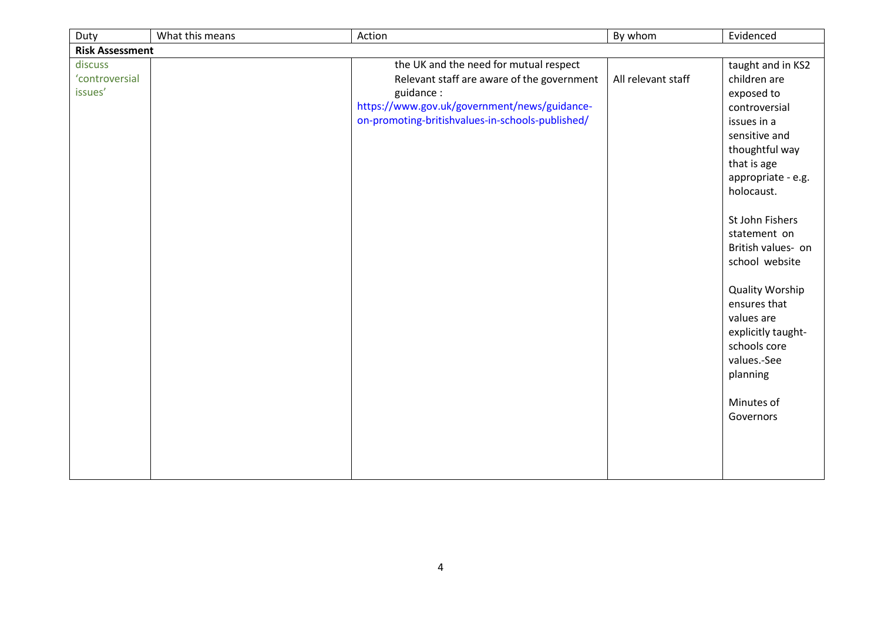| Duty | What this means | Action | By whom | Evidenced |
| --- | --- | --- | --- | --- |
| **Risk Assessment** | | | | |
| discuss 'controversial issues' | | the UK and the need for mutual respect<br>Relevant staff are aware of the government guidance :<br>https://www.gov.uk/government/news/guidance-on-promoting-britishvalues-in-schools-published/ | All relevant staff | taught and in KS2 children are exposed to controversial issues in a sensitive and thoughtful way that is age appropriate - e.g. holocaust.<br><br>St John Fishers statement on British values- on school website<br><br>Quality Worship ensures that values are explicitly taught- schools core values.-See planning<br><br>Minutes of Governors |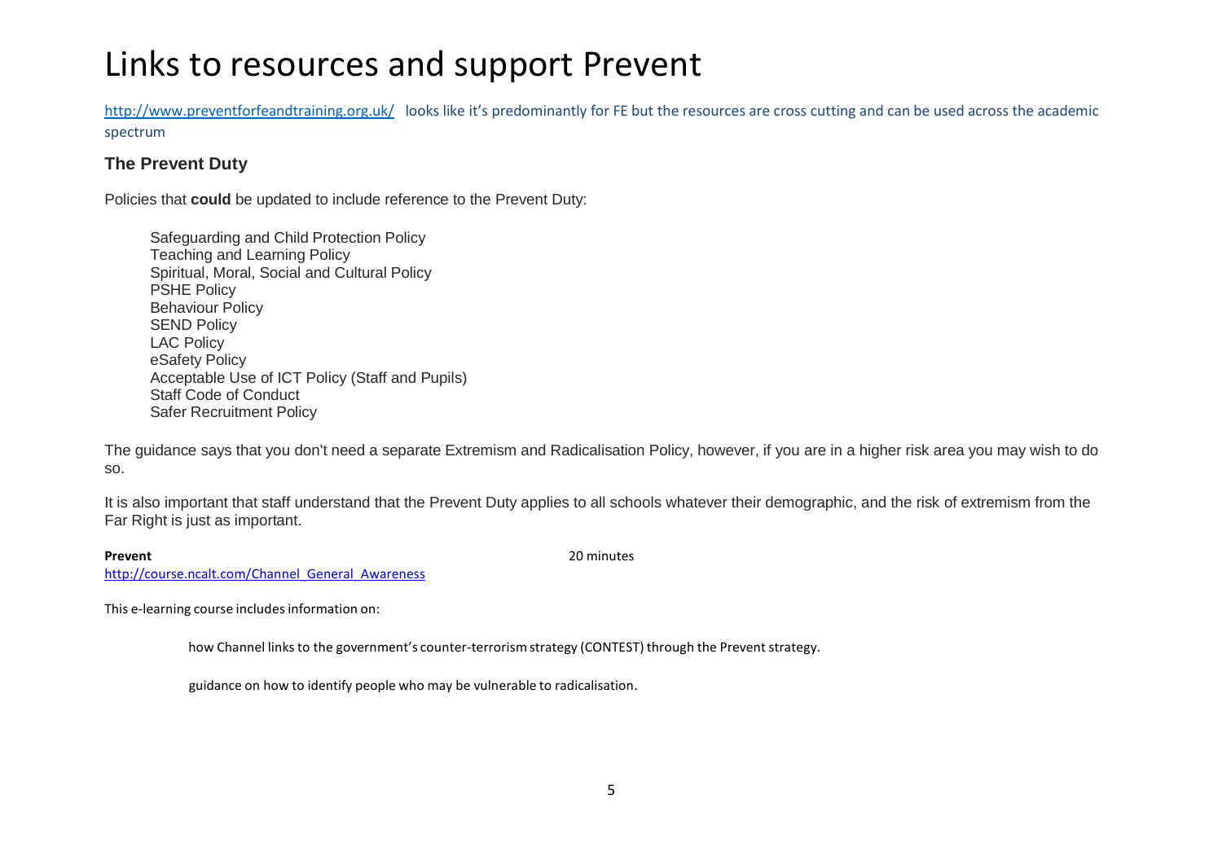# Links to resources and support Prevent

http://www.preventforfeandtraining.org.uk/ looks like it's predominantly for FE but the resources are cross cutting and can be used across the academic spectrum

### The Prevent Duty

Policies that **could** be updated to include reference to the Prevent Duty:

- Safeguarding and Child Protection Policy
- Teaching and Learning Policy
- Spiritual, Moral, Social and Cultural Policy
- PSHE Policy
- Behaviour Policy
- SEND Policy
- LAC Policy
- eSafety Policy
- Acceptable Use of ICT Policy (Staff and Pupils)
- Staff Code of Conduct
- Safer Recruitment Policy

The guidance says that you don't need a separate Extremism and Radicalisation Policy, however, if you are in a higher risk area you may wish to do so.

It is also important that staff understand that the Prevent Duty applies to all schools whatever their demographic, and the risk of extremism from the Far Right is just as important.

**Prevent** 20 minutes

http://course.ncalt.com/Channel_General_Awareness

This e-learning course includes information on:

- how Channel links to the government's counter-terrorism strategy (CONTEST) through the Prevent strategy.
- guidance on how to identify people who may be vulnerable to radicalisation.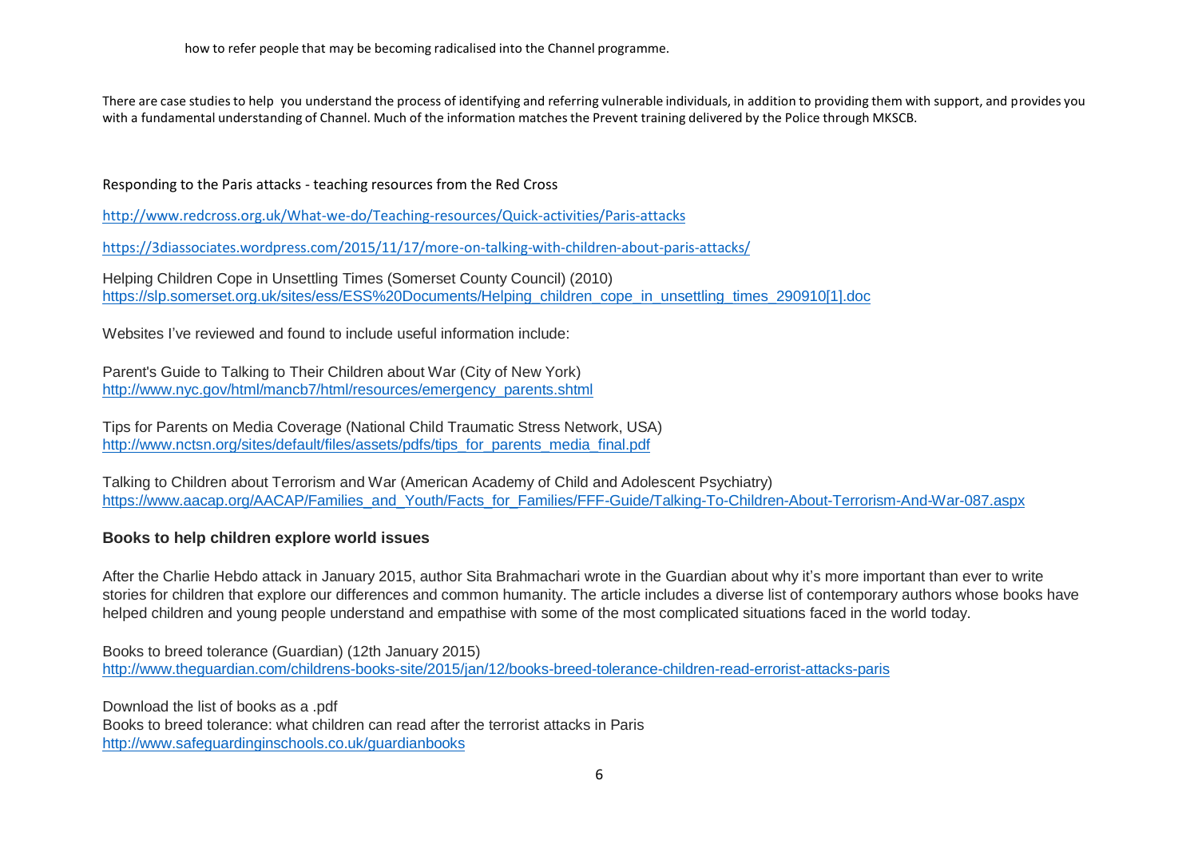how to refer people that may be becoming radicalised into the Channel programme.

There are case studies to help you understand the process of identifying and referring vulnerable individuals, in addition to providing them with support, and provides you with a fundamental understanding of Channel. Much of the information matches the Prevent training delivered by the Police through MKSCB.

Responding to the Paris attacks - teaching resources from the Red Cross

http://www.redcross.org.uk/What-we-do/Teaching-resources/Quick-activities/Paris-attacks

https://3diassociates.wordpress.com/2015/11/17/more-on-talking-with-children-about-paris-attacks/

Helping Children Cope in Unsettling Times (Somerset County Council) (2010)
https://slp.somerset.org.uk/sites/ess/ESS%20Documents/Helping_children_cope_in_unsettling_times_290910[1].doc

Websites I've reviewed and found to include useful information include:

Parent's Guide to Talking to Their Children about War (City of New York)
http://www.nyc.gov/html/mancb7/html/resources/emergency_parents.shtml

Tips for Parents on Media Coverage (National Child Traumatic Stress Network, USA)
http://www.nctsn.org/sites/default/files/assets/pdfs/tips_for_parents_media_final.pdf

Talking to Children about Terrorism and War (American Academy of Child and Adolescent Psychiatry)
https://www.aacap.org/AACAP/Families_and_Youth/Facts_for_Families/FFF-Guide/Talking-To-Children-About-Terrorism-And-War-087.aspx

### Books to help children explore world issues

After the Charlie Hebdo attack in January 2015, author Sita Brahmachari wrote in the Guardian about why it's more important than ever to write stories for children that explore our differences and common humanity. The article includes a diverse list of contemporary authors whose books have helped children and young people understand and empathise with some of the most complicated situations faced in the world today.

Books to breed tolerance (Guardian) (12th January 2015)
http://www.theguardian.com/childrens-books-site/2015/jan/12/books-breed-tolerance-children-read-errorist-attacks-paris

Download the list of books as a .pdf
Books to breed tolerance: what children can read after the terrorist attacks in Paris
http://www.safeguardinginschools.co.uk/guardianbooks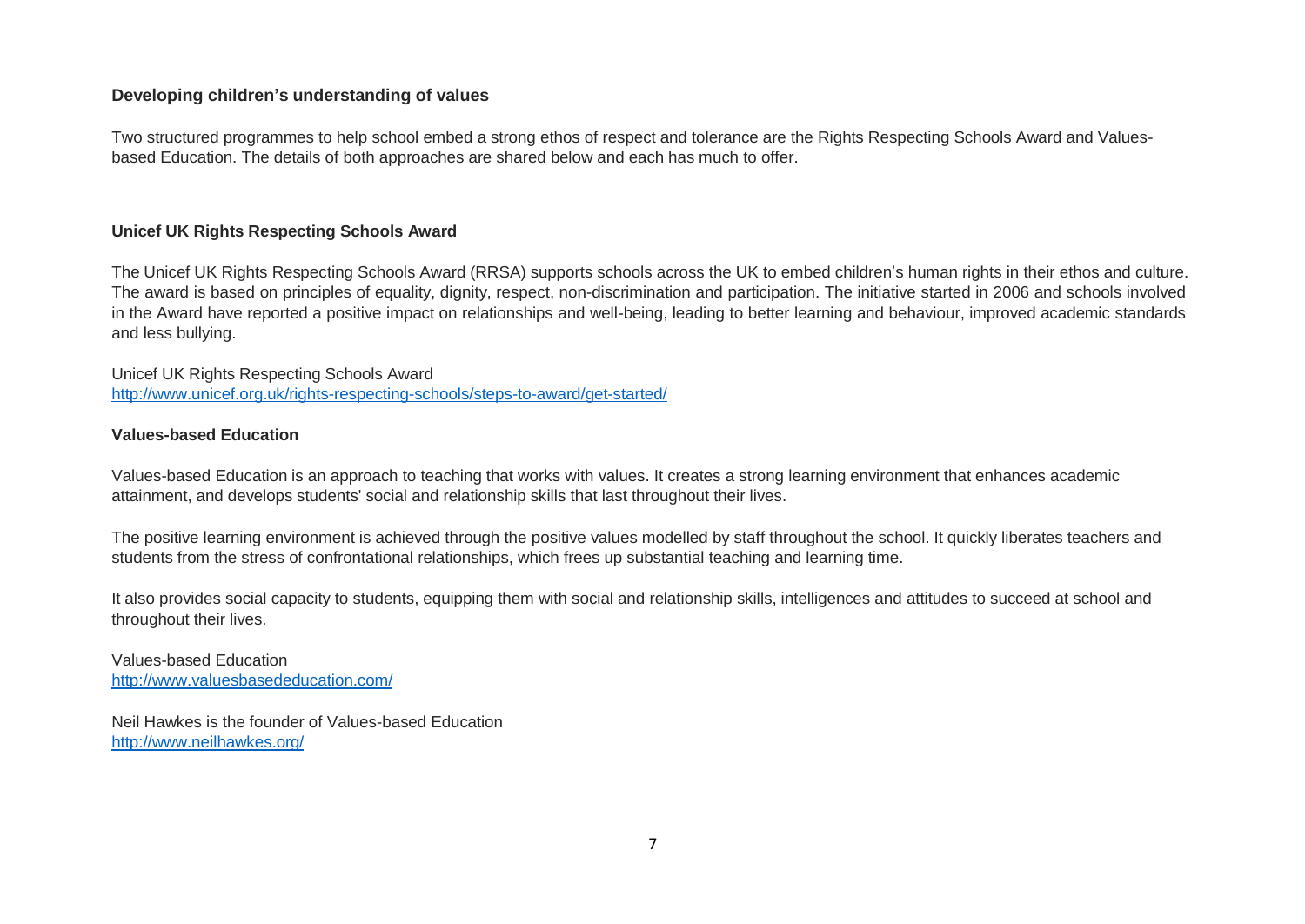### Developing children's understanding of values

Two structured programmes to help school embed a strong ethos of respect and tolerance are the Rights Respecting Schools Award and Values-based Education. The details of both approaches are shared below and each has much to offer.

### Unicef UK Rights Respecting Schools Award

The Unicef UK Rights Respecting Schools Award (RRSA) supports schools across the UK to embed children's human rights in their ethos and culture. The award is based on principles of equality, dignity, respect, non-discrimination and participation. The initiative started in 2006 and schools involved in the Award have reported a positive impact on relationships and well-being, leading to better learning and behaviour, improved academic standards and less bullying.

Unicef UK Rights Respecting Schools Award
[http://www.unicef.org.uk/rights-respecting-schools/steps-to-award/get-started/](http://www.unicef.org.uk/rights-respecting-schools/steps-to-award/get-started/)

### Values-based Education

Values-based Education is an approach to teaching that works with values. It creates a strong learning environment that enhances academic attainment, and develops students' social and relationship skills that last throughout their lives.

The positive learning environment is achieved through the positive values modelled by staff throughout the school. It quickly liberates teachers and students from the stress of confrontational relationships, which frees up substantial teaching and learning time.

It also provides social capacity to students, equipping them with social and relationship skills, intelligences and attitudes to succeed at school and throughout their lives.

Values-based Education
[http://www.valuesbasededucation.com/](http://www.valuesbasededucation.com/)

Neil Hawkes is the founder of Values-based Education
[http://www.neilhawkes.org/](http://www.neilhawkes.org/)